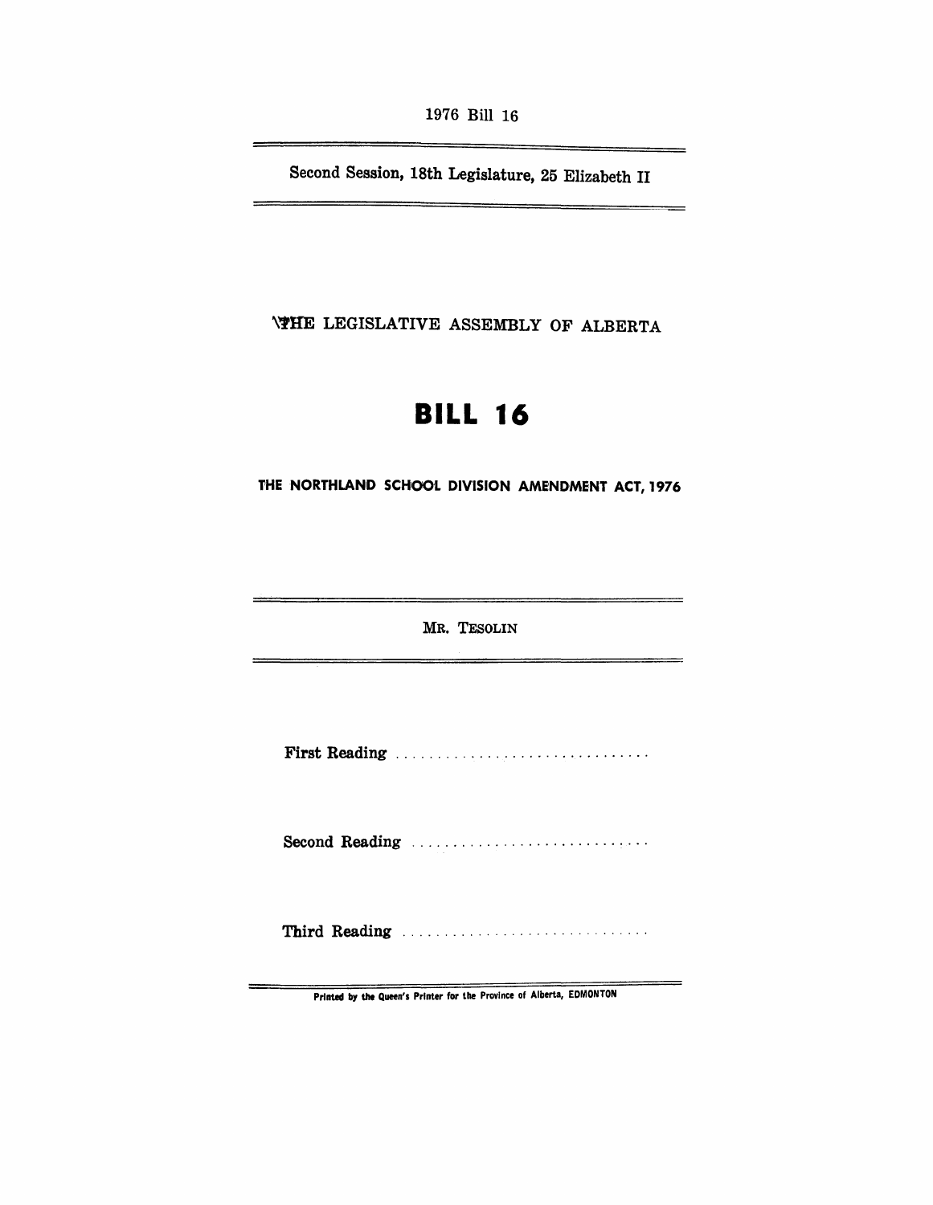1976 Bill 16

Second Session, 18th Legislature, 25 Elizabeth II

THE LEGISLATIVE ASSEMBLY OF ALBERTA

# BILL 16

## THE NORTHLAND SCHOOL DIVISION AMENDMENT ACT, 1976

MR. TESOLIN

First Reading ..............................

Second Reading ............................

Third Reading ..............................

Printed by the Queen's Printer for the Province of Alberta, EDMONTON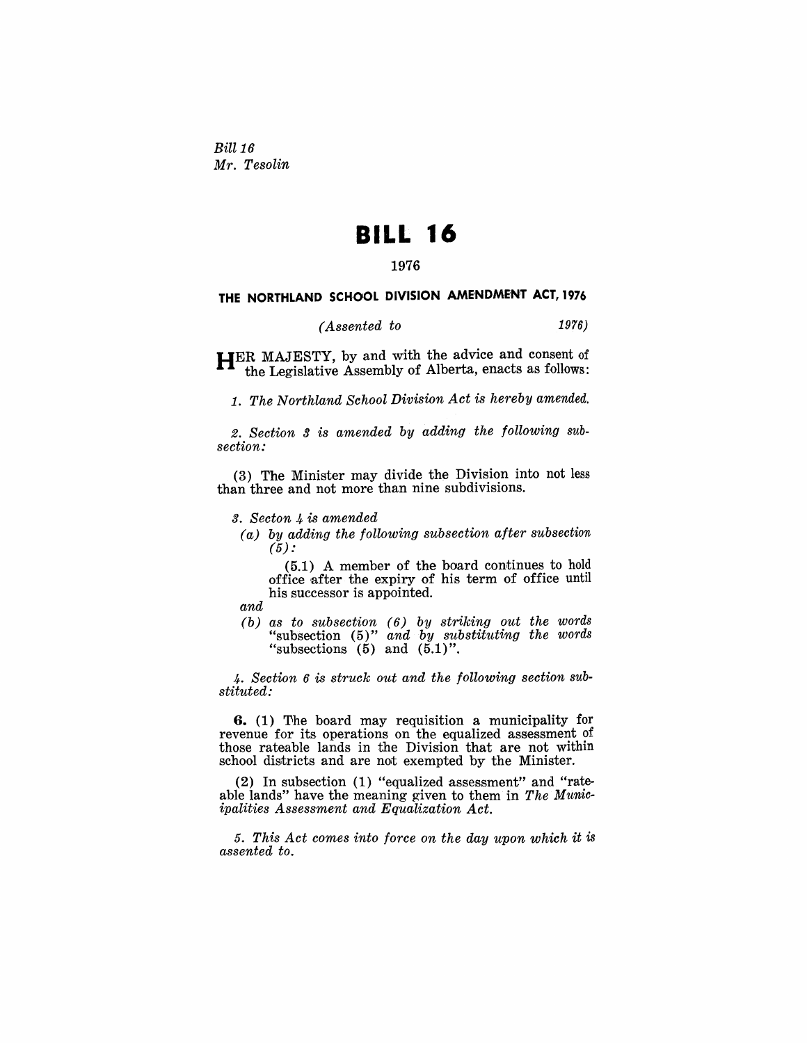*Bill 16*
*Mr. Tesolin*

# BILL 16

1976

## THE NORTHLAND SCHOOL DIVISION AMENDMENT ACT, 1976

*(Assented to 1976)*

HER MAJESTY, by and with the advice and consent of the Legislative Assembly of Alberta, enacts as follows:

*1. The Northland School Division Act is hereby amended.*

*2. Section 3 is amended by adding the following subsection:*

(3) The Minister may divide the Division into not less than three and not more than nine subdivisions.

*3. Secton 4 is amended*

*(a) by adding the following subsection after subsection (5):*

(5.1) A member of the board continues to hold office after the expiry of his term of office until his successor is appointed.

*and*

*(b) as to subsection (6) by striking out the words* "subsection (5)" *and by substituting the words* "subsections (5) and (5.1)".

*4. Section 6 is struck out and the following section substituted:*

**6.** (1) The board may requisition a municipality for revenue for its operations on the equalized assessment of those rateable lands in the Division that are not within school districts and are not exempted by the Minister.

(2) In subsection (1) "equalized assessment" and "rateable lands" have the meaning given to them in *The Municipalities Assessment and Equalization Act.*

*5. This Act comes into force on the day upon which it is assented to.*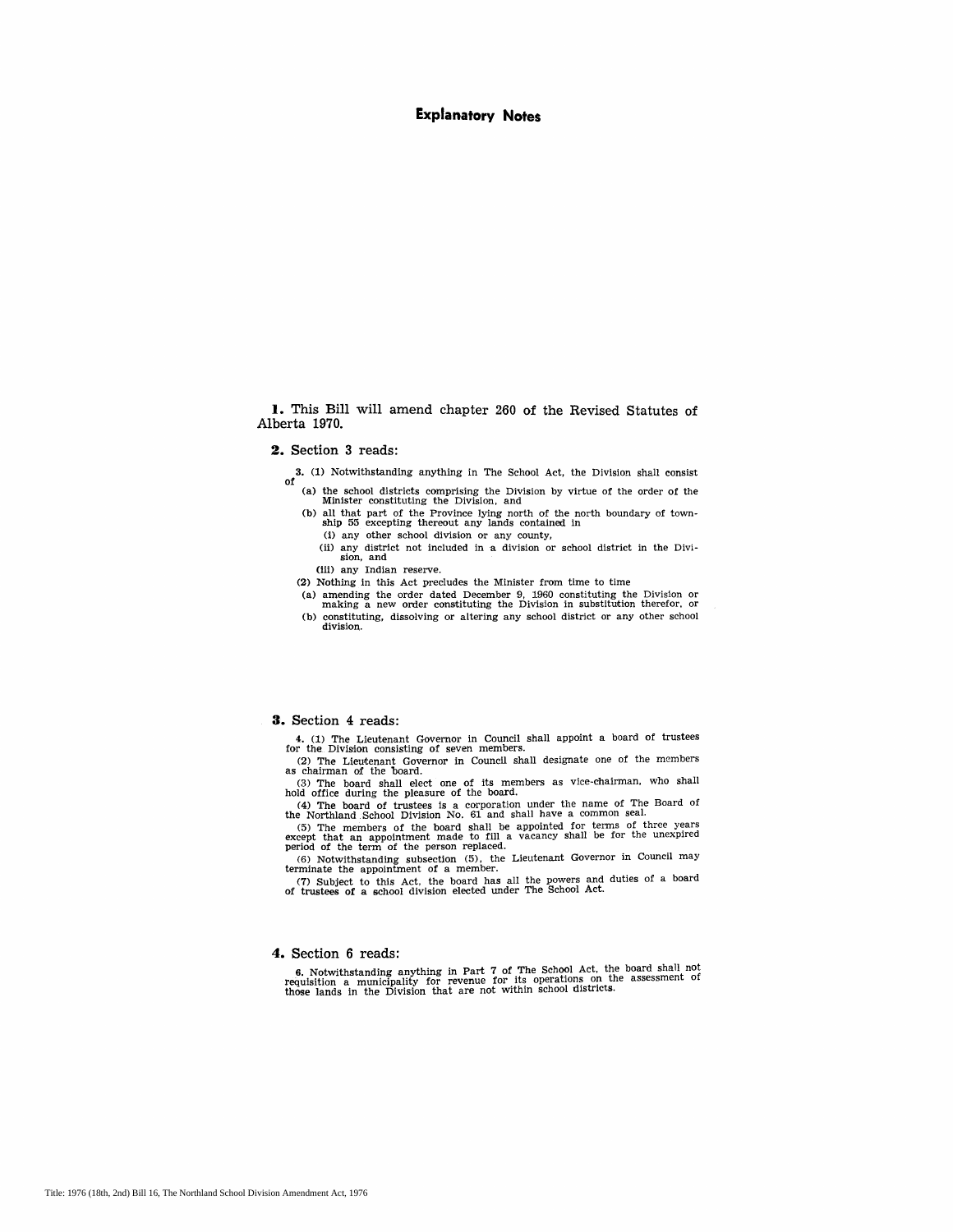# Explanatory Notes

**1.** This Bill will amend chapter 260 of the Revised Statutes of Alberta 1970.

**2.** Section 3 reads:

3. (1) Notwithstanding anything in The School Act, the Division shall consist of

(a) the school districts comprising the Division by virtue of the order of the Minister constituting the Division, and

(b) all that part of the Province lying north of the north boundary of township 55 excepting thereout any lands contained in

(i) any other school division or any county,

(ii) any district not included in a division or school district in the Division, and

(iii) any Indian reserve.

(2) Nothing in this Act precludes the Minister from time to time

(a) amending the order dated December 9, 1960 constituting the Division or making a new order constituting the Division in substitution therefor, or

(b) constituting, dissolving or altering any school district or any other school division.

**3.** Section 4 reads:

4. (1) The Lieutenant Governor in Council shall appoint a board of trustees for the Division consisting of seven members.

(2) The Lieutenant Governor in Council shall designate one of the members as chairman of the board.

(3) The board shall elect one of its members as vice-chairman, who shall hold office during the pleasure of the board.

(4) The board of trustees is a corporation under the name of The Board of the Northland School Division No. 61 and shall have a common seal.

(5) The members of the board shall be appointed for terms of three years except that an appointment made to fill a vacancy shall be for the unexpired period of the term of the person replaced.

(6) Notwithstanding subsection (5), the Lieutenant Governor in Council may terminate the appointment of a member.

(7) Subject to this Act, the board has all the powers and duties of a board of trustees of a school division elected under The School Act.

**4.** Section 6 reads:

6. Notwithstanding anything in Part 7 of The School Act, the board shall not requisition a municipality for revenue for its operations on the assessment of those lands in the Division that are not within school districts.